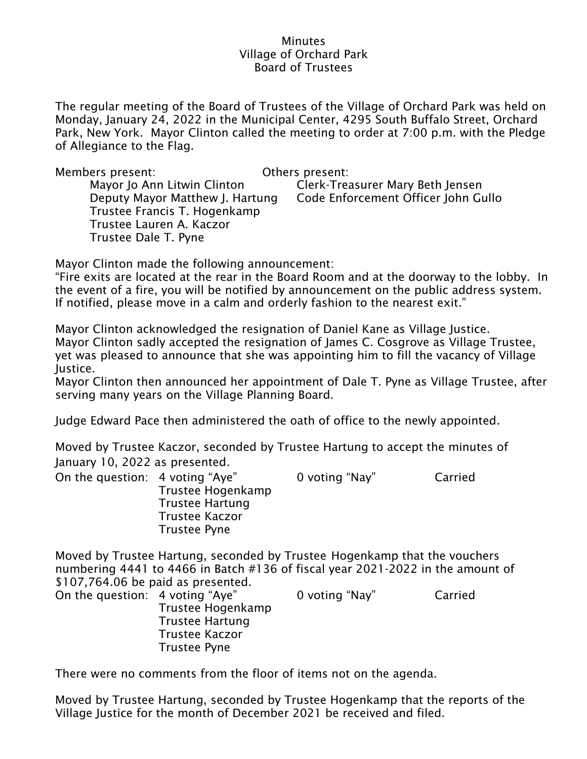Minutes
Village of Orchard Park
Board of Trustees

The regular meeting of the Board of Trustees of the Village of Orchard Park was held on Monday, January 24, 2022 in the Municipal Center, 4295 South Buffalo Street, Orchard Park, New York. Mayor Clinton called the meeting to order at 7:00 p.m. with the Pledge of Allegiance to the Flag.

| Members present: | Others present: |
|---|---|
| Mayor Jo Ann Litwin Clinton | Clerk-Treasurer Mary Beth Jensen |
| Deputy Mayor Matthew J. Hartung | Code Enforcement Officer John Gullo |
| Trustee Francis T. Hogenkamp | |
| Trustee Lauren A. Kaczor | |
| Trustee Dale T. Pyne | |

Mayor Clinton made the following announcement:
"Fire exits are located at the rear in the Board Room and at the doorway to the lobby. In the event of a fire, you will be notified by announcement on the public address system. If notified, please move in a calm and orderly fashion to the nearest exit."

Mayor Clinton acknowledged the resignation of Daniel Kane as Village Justice.
Mayor Clinton sadly accepted the resignation of James C. Cosgrove as Village Trustee, yet was pleased to announce that she was appointing him to fill the vacancy of Village Justice.
Mayor Clinton then announced her appointment of Dale T. Pyne as Village Trustee, after serving many years on the Village Planning Board.

Judge Edward Pace then administered the oath of office to the newly appointed.

Moved by Trustee Kaczor, seconded by Trustee Hartung to accept the minutes of January 10, 2022 as presented.

On the question: 4 voting "Aye" 0 voting "Nay" Carried
Trustee Hogenkamp
Trustee Hartung
Trustee Kaczor
Trustee Pyne

Moved by Trustee Hartung, seconded by Trustee Hogenkamp that the vouchers numbering 4441 to 4466 in Batch #136 of fiscal year 2021-2022 in the amount of $107,764.06 be paid as presented.

On the question: 4 voting "Aye" 0 voting "Nay" Carried
Trustee Hogenkamp
Trustee Hartung
Trustee Kaczor
Trustee Pyne

There were no comments from the floor of items not on the agenda.

Moved by Trustee Hartung, seconded by Trustee Hogenkamp that the reports of the Village Justice for the month of December 2021 be received and filed.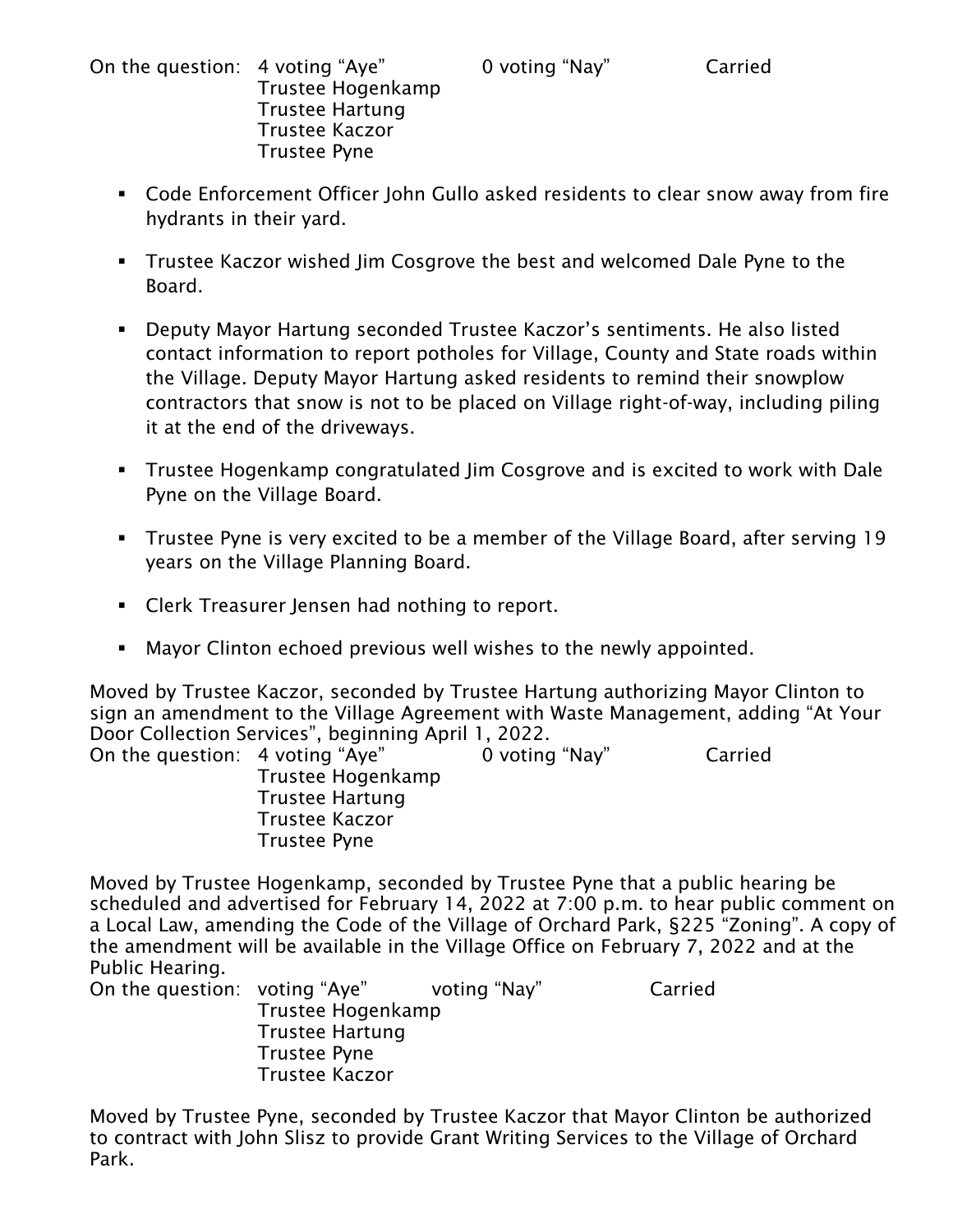On the question: 4 voting “Aye” 0 voting “Nay” Carried
Trustee Hogenkamp
Trustee Hartung
Trustee Kaczor
Trustee Pyne

- Code Enforcement Officer John Gullo asked residents to clear snow away from fire hydrants in their yard.
- Trustee Kaczor wished Jim Cosgrove the best and welcomed Dale Pyne to the Board.
- Deputy Mayor Hartung seconded Trustee Kaczor’s sentiments. He also listed contact information to report potholes for Village, County and State roads within the Village. Deputy Mayor Hartung asked residents to remind their snowplow contractors that snow is not to be placed on Village right-of-way, including piling it at the end of the driveways.
- Trustee Hogenkamp congratulated Jim Cosgrove and is excited to work with Dale Pyne on the Village Board.
- Trustee Pyne is very excited to be a member of the Village Board, after serving 19 years on the Village Planning Board.
- Clerk Treasurer Jensen had nothing to report.
- Mayor Clinton echoed previous well wishes to the newly appointed.

Moved by Trustee Kaczor, seconded by Trustee Hartung authorizing Mayor Clinton to sign an amendment to the Village Agreement with Waste Management, adding “At Your Door Collection Services”, beginning April 1, 2022.
On the question: 4 voting “Aye” 0 voting “Nay” Carried
Trustee Hogenkamp
Trustee Hartung
Trustee Kaczor
Trustee Pyne

Moved by Trustee Hogenkamp, seconded by Trustee Pyne that a public hearing be scheduled and advertised for February 14, 2022 at 7:00 p.m. to hear public comment on a Local Law, amending the Code of the Village of Orchard Park, §225 “Zoning”. A copy of the amendment will be available in the Village Office on February 7, 2022 and at the Public Hearing.
On the question: voting “Aye” voting “Nay” Carried
Trustee Hogenkamp
Trustee Hartung
Trustee Pyne
Trustee Kaczor

Moved by Trustee Pyne, seconded by Trustee Kaczor that Mayor Clinton be authorized to contract with John Slisz to provide Grant Writing Services to the Village of Orchard Park.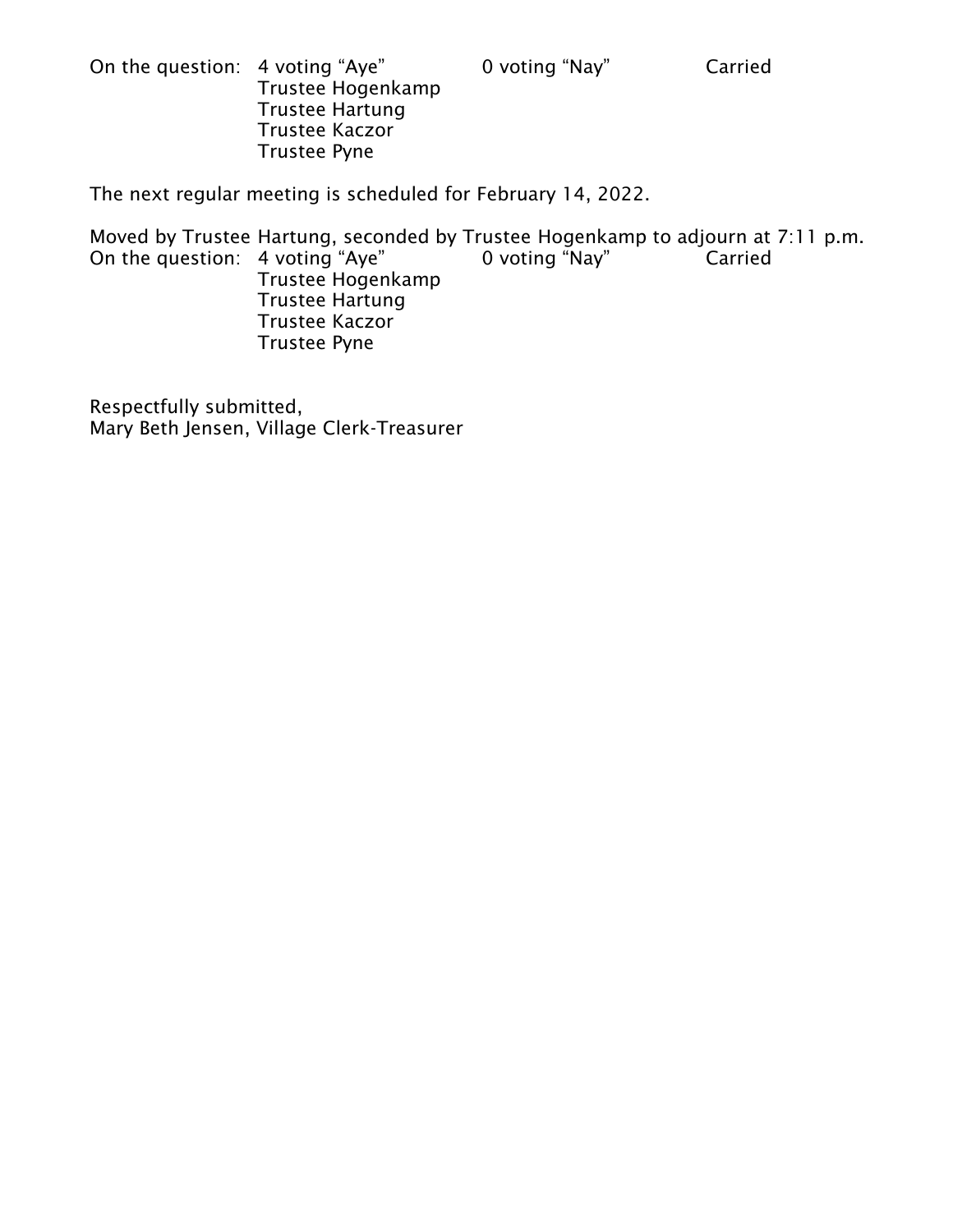On the question: 4 voting "Aye" 0 voting "Nay" Carried
Trustee Hogenkamp
Trustee Hartung
Trustee Kaczor
Trustee Pyne

The next regular meeting is scheduled for February 14, 2022.

Moved by Trustee Hartung, seconded by Trustee Hogenkamp to adjourn at 7:11 p.m.
On the question: 4 voting "Aye" 0 voting "Nay" Carried
Trustee Hogenkamp
Trustee Hartung
Trustee Kaczor
Trustee Pyne

Respectfully submitted,
Mary Beth Jensen, Village Clerk-Treasurer